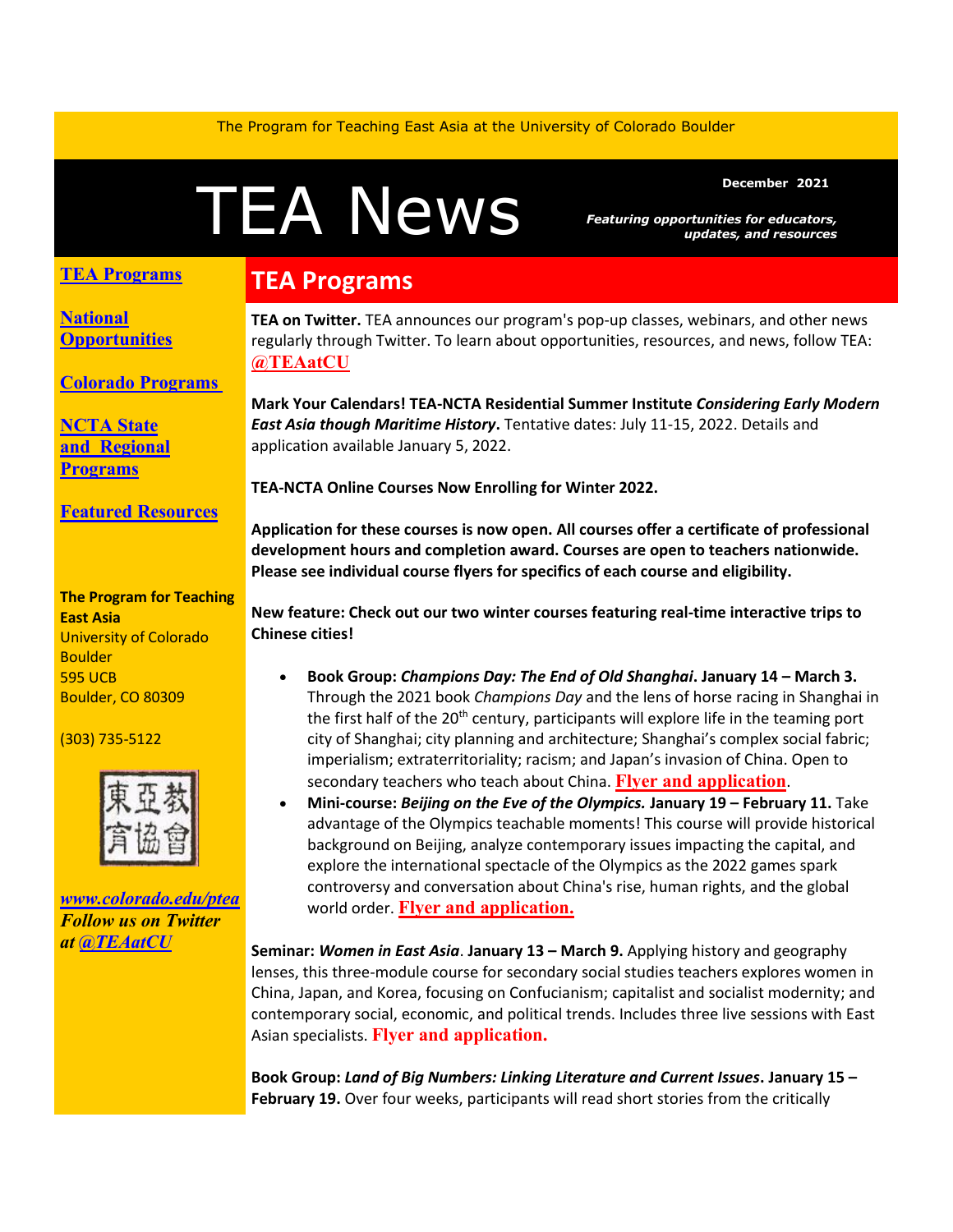The Program for Teaching East Asia at the University of Colorado Boulder

# TEA News

**December 2021**

***Featuring opportunities for educators, updates, and resources***

**TEA Programs**

**National Opportunities**

**Colorado Programs**

**NCTA State and Regional Programs**

**Featured Resources**

**The Program for Teaching East Asia**
University of Colorado Boulder
595 UCB
Boulder, CO 80309

(303) 735-5122

東亞教育協會

***www.colorado.edu/ptea***
***Follow us on Twitter at @TEAatCU***

## TEA Programs

**TEA on Twitter.** TEA announces our program's pop-up classes, webinars, and other news regularly through Twitter. To learn about opportunities, resources, and news, follow TEA: **@TEAatCU**

**Mark Your Calendars! TEA-NCTA Residential Summer Institute *Considering Early Modern East Asia though Maritime History*.** Tentative dates: July 11-15, 2022. Details and application available January 5, 2022.

**TEA-NCTA Online Courses Now Enrolling for Winter 2022.**

**Application for these courses is now open. All courses offer a certificate of professional development hours and completion award. Courses are open to teachers nationwide. Please see individual course flyers for specifics of each course and eligibility.**

**New feature: Check out our two winter courses featuring real-time interactive trips to Chinese cities!**

- **Book Group: *Champions Day: The End of Old Shanghai*. January 14 – March 3.** Through the 2021 book *Champions Day* and the lens of horse racing in Shanghai in the first half of the 20th century, participants will explore life in the teaming port city of Shanghai; city planning and architecture; Shanghai's complex social fabric; imperialism; extraterritoriality; racism; and Japan's invasion of China. Open to secondary teachers who teach about China. **Flyer and application**.
- **Mini-course: *Beijing on the Eve of the Olympics.* January 19 – February 11.** Take advantage of the Olympics teachable moments! This course will provide historical background on Beijing, analyze contemporary issues impacting the capital, and explore the international spectacle of the Olympics as the 2022 games spark controversy and conversation about China's rise, human rights, and the global world order. **Flyer and application.**

**Seminar: *Women in East Asia*. January 13 – March 9.** Applying history and geography lenses, this three-module course for secondary social studies teachers explores women in China, Japan, and Korea, focusing on Confucianism; capitalist and socialist modernity; and contemporary social, economic, and political trends. Includes three live sessions with East Asian specialists. **Flyer and application.**

**Book Group: *Land of Big Numbers: Linking Literature and Current Issues*. January 15 – February 19.** Over four weeks, participants will read short stories from the critically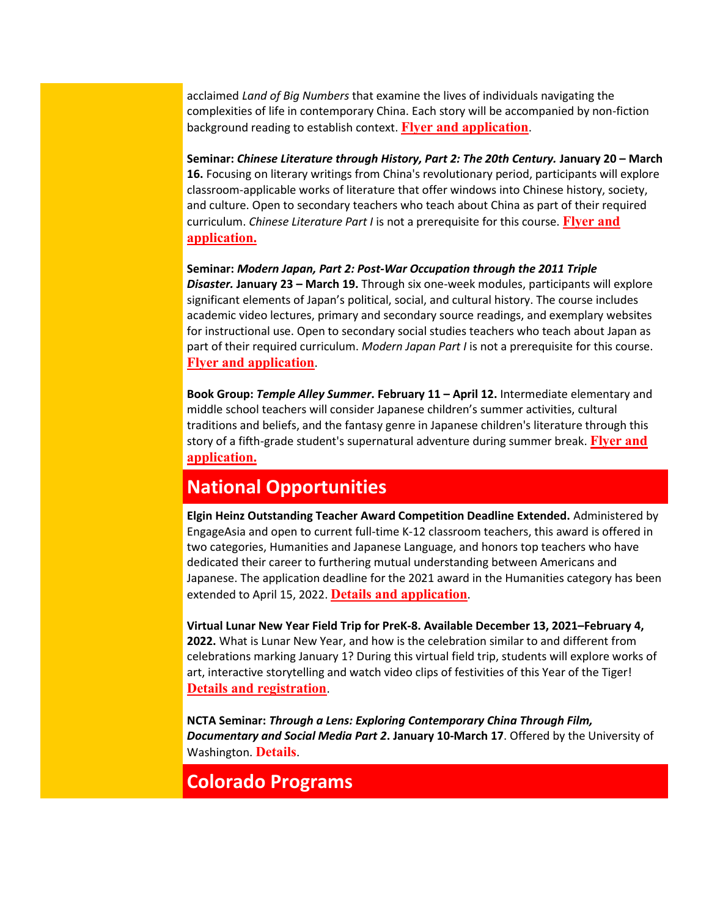acclaimed *Land of Big Numbers* that examine the lives of individuals navigating the complexities of life in contemporary China. Each story will be accompanied by non-fiction background reading to establish context. **Flyer and application**.

**Seminar: *Chinese Literature through History, Part 2: The 20th Century.* January 20 – March 16.** Focusing on literary writings from China's revolutionary period, participants will explore classroom-applicable works of literature that offer windows into Chinese history, society, and culture. Open to secondary teachers who teach about China as part of their required curriculum. *Chinese Literature Part I* is not a prerequisite for this course. **Flyer and application.**

**Seminar: *Modern Japan, Part 2: Post-War Occupation through the 2011 Triple Disaster.* January 23 – March 19.** Through six one-week modules, participants will explore significant elements of Japan's political, social, and cultural history. The course includes academic video lectures, primary and secondary source readings, and exemplary websites for instructional use. Open to secondary social studies teachers who teach about Japan as part of their required curriculum. *Modern Japan Part I* is not a prerequisite for this course. **Flyer and application**.

**Book Group: *Temple Alley Summer*. February 11 – April 12.** Intermediate elementary and middle school teachers will consider Japanese children's summer activities, cultural traditions and beliefs, and the fantasy genre in Japanese children's literature through this story of a fifth-grade student's supernatural adventure during summer break. **Flyer and application.**

## National Opportunities

**Elgin Heinz Outstanding Teacher Award Competition Deadline Extended.** Administered by EngageAsia and open to current full-time K-12 classroom teachers, this award is offered in two categories, Humanities and Japanese Language, and honors top teachers who have dedicated their career to furthering mutual understanding between Americans and Japanese. The application deadline for the 2021 award in the Humanities category has been extended to April 15, 2022. **Details and application**.

**Virtual Lunar New Year Field Trip for PreK-8. Available December 13, 2021–February 4, 2022.** What is Lunar New Year, and how is the celebration similar to and different from celebrations marking January 1? During this virtual field trip, students will explore works of art, interactive storytelling and watch video clips of festivities of this Year of the Tiger! **Details and registration**.

**NCTA Seminar: *Through a Lens: Exploring Contemporary China Through Film, Documentary and Social Media Part 2*. January 10-March 17**. Offered by the University of Washington. **Details**.

## Colorado Programs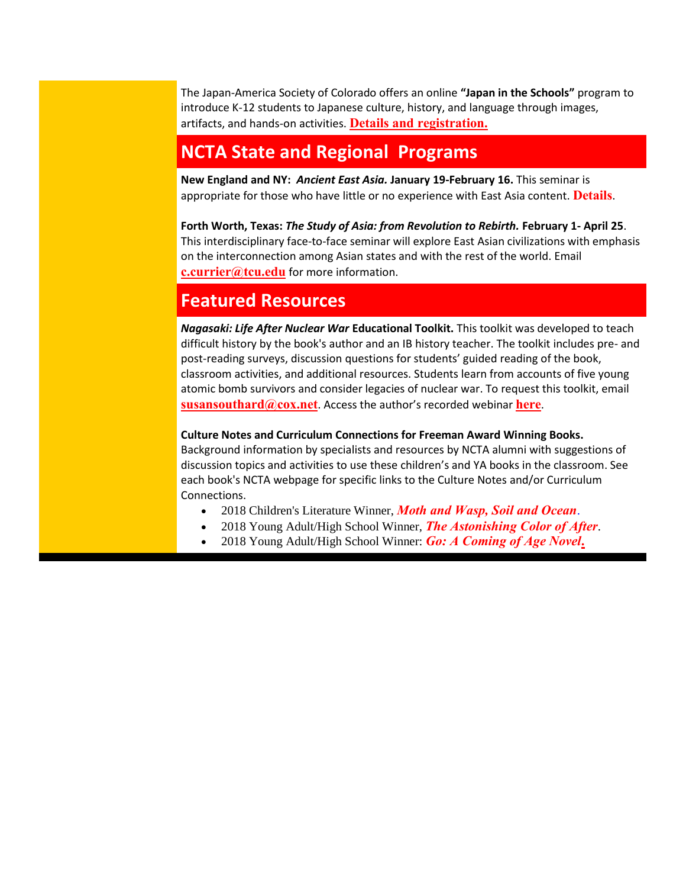The Japan-America Society of Colorado offers an online **"Japan in the Schools"** program to introduce K-12 students to Japanese culture, history, and language through images, artifacts, and hands-on activities. **Details and registration.**

## NCTA State and Regional Programs

**New England and NY:** ***Ancient East Asia.*** **January 19-February 16.** This seminar is appropriate for those who have little or no experience with East Asia content. **Details**.

**Forth Worth, Texas:** ***The Study of Asia: from Revolution to Rebirth.*** **February 1- April 25**. This interdisciplinary face-to-face seminar will explore East Asian civilizations with emphasis on the interconnection among Asian states and with the rest of the world. Email **c.currier@tcu.edu** for more information.

## Featured Resources

***Nagasaki: Life After Nuclear War*** **Educational Toolkit.** This toolkit was developed to teach difficult history by the book's author and an IB history teacher. The toolkit includes pre- and post-reading surveys, discussion questions for students' guided reading of the book, classroom activities, and additional resources. Students learn from accounts of five young atomic bomb survivors and consider legacies of nuclear war. To request this toolkit, email **susansouthard@cox.net**. Access the author's recorded webinar **here**.

**Culture Notes and Curriculum Connections for Freeman Award Winning Books.** Background information by specialists and resources by NCTA alumni with suggestions of discussion topics and activities to use these children's and YA books in the classroom. See each book's NCTA webpage for specific links to the Culture Notes and/or Curriculum Connections.

- 2018 Children's Literature Winner, ***Moth and Wasp, Soil and Ocean***.
- 2018 Young Adult/High School Winner, ***The Astonishing Color of After***.
- 2018 Young Adult/High School Winner: ***Go: A Coming of Age Novel*.**